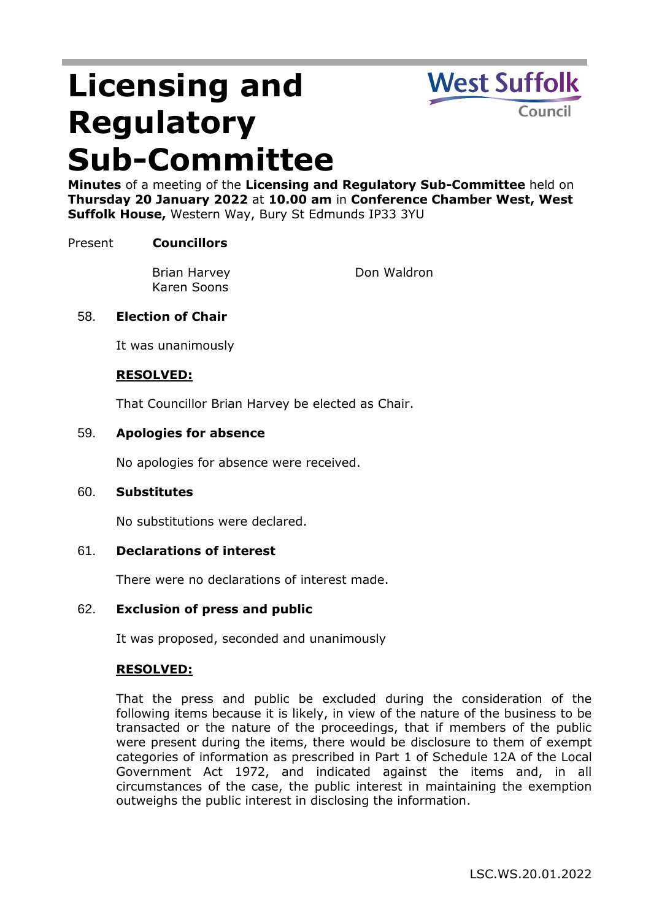# Licensing and Regulatory Sub-Committee

**Minutes** of a meeting of the **Licensing and Regulatory Sub-Committee** held on **Thursday 20 January 2022** at **10.00 am** in **Conference Chamber West, West Suffolk House,** Western Way, Bury St Edmunds IP33 3YU

Present **Councillors**

Brian Harvey
Karen Soons
Don Waldron

58. **Election of Chair**

It was unanimously

**RESOLVED:**

That Councillor Brian Harvey be elected as Chair.

59. **Apologies for absence**

No apologies for absence were received.

60. **Substitutes**

No substitutions were declared.

61. **Declarations of interest**

There were no declarations of interest made.

62. **Exclusion of press and public**

It was proposed, seconded and unanimously

**RESOLVED:**

That the press and public be excluded during the consideration of the following items because it is likely, in view of the nature of the business to be transacted or the nature of the proceedings, that if members of the public were present during the items, there would be disclosure to them of exempt categories of information as prescribed in Part 1 of Schedule 12A of the Local Government Act 1972, and indicated against the items and, in all circumstances of the case, the public interest in maintaining the exemption outweighs the public interest in disclosing the information.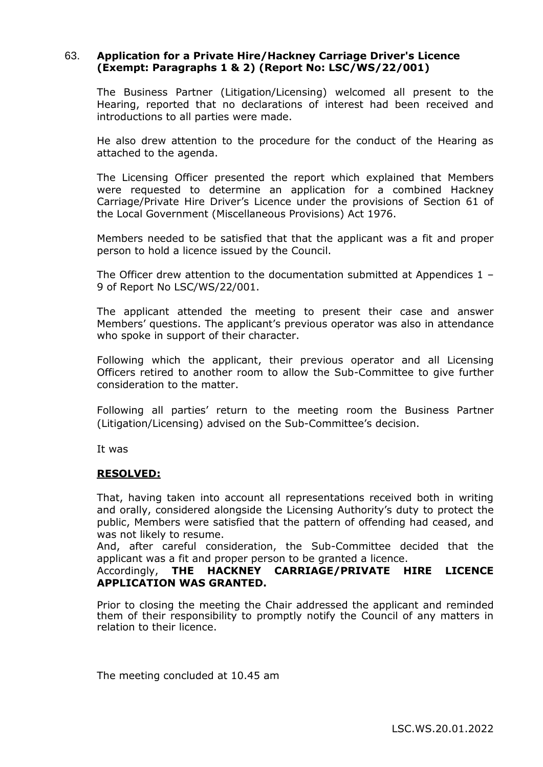63. **Application for a Private Hire/Hackney Carriage Driver's Licence (Exempt: Paragraphs 1 & 2) (Report No: LSC/WS/22/001)**

The Business Partner (Litigation/Licensing) welcomed all present to the Hearing, reported that no declarations of interest had been received and introductions to all parties were made.

He also drew attention to the procedure for the conduct of the Hearing as attached to the agenda.

The Licensing Officer presented the report which explained that Members were requested to determine an application for a combined Hackney Carriage/Private Hire Driver's Licence under the provisions of Section 61 of the Local Government (Miscellaneous Provisions) Act 1976.

Members needed to be satisfied that that the applicant was a fit and proper person to hold a licence issued by the Council.

The Officer drew attention to the documentation submitted at Appendices 1 – 9 of Report No LSC/WS/22/001.

The applicant attended the meeting to present their case and answer Members' questions. The applicant's previous operator was also in attendance who spoke in support of their character.

Following which the applicant, their previous operator and all Licensing Officers retired to another room to allow the Sub-Committee to give further consideration to the matter.

Following all parties' return to the meeting room the Business Partner (Litigation/Licensing) advised on the Sub-Committee's decision.

It was

**RESOLVED:**

That, having taken into account all representations received both in writing and orally, considered alongside the Licensing Authority's duty to protect the public, Members were satisfied that the pattern of offending had ceased, and was not likely to resume.

And, after careful consideration, the Sub-Committee decided that the applicant was a fit and proper person to be granted a licence.

Accordingly, **THE HACKNEY CARRIAGE/PRIVATE HIRE LICENCE APPLICATION WAS GRANTED.**

Prior to closing the meeting the Chair addressed the applicant and reminded them of their responsibility to promptly notify the Council of any matters in relation to their licence.

The meeting concluded at 10.45 am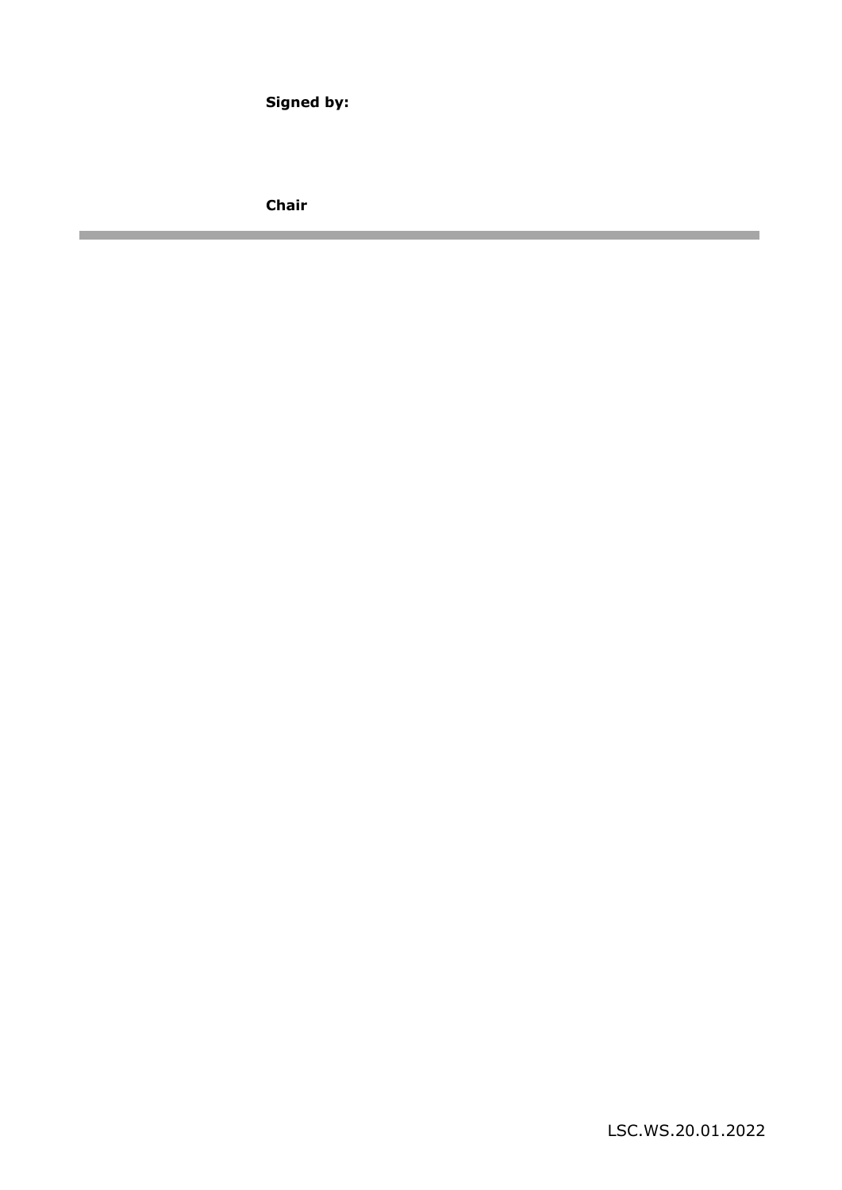**Signed by:**

**Chair**

---

LSC.WS.20.01.2022